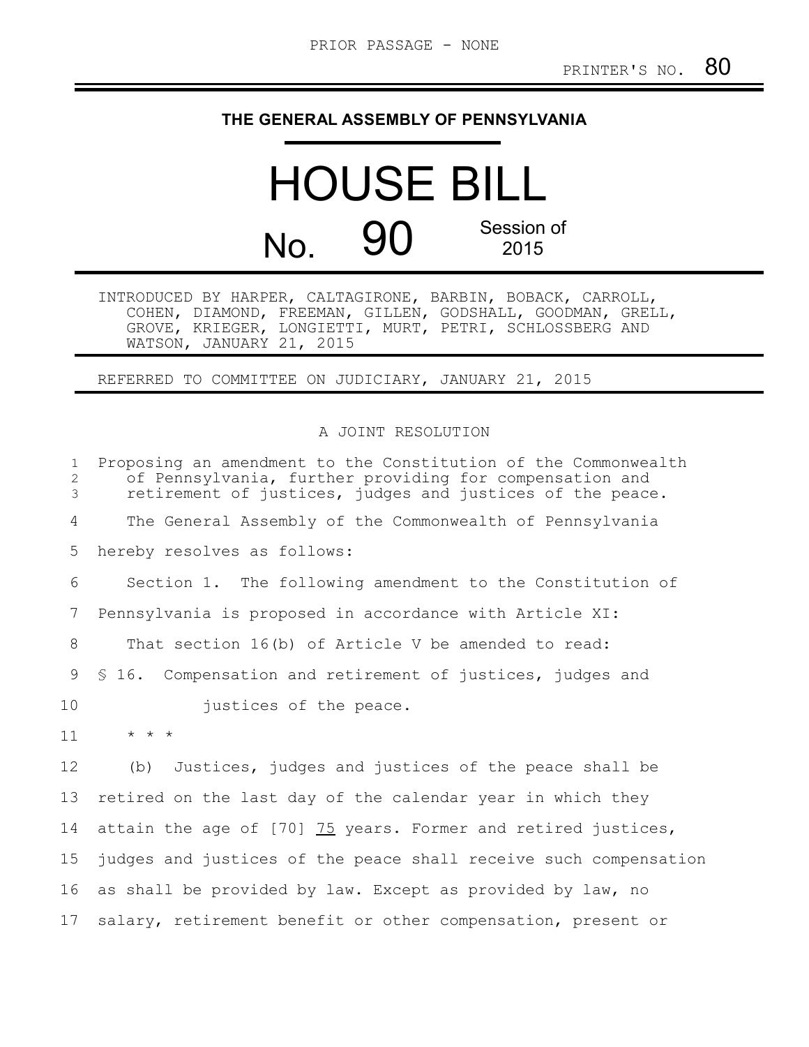PRIOR PASSAGE - NONE

PRINTER'S NO. 80

**THE GENERAL ASSEMBLY OF PENNSYLVANIA**

# HOUSE BILL

# No. 90

Session of 2015

INTRODUCED BY HARPER, CALTAGIRONE, BARBIN, BOBACK, CARROLL, COHEN, DIAMOND, FREEMAN, GILLEN, GODSHALL, GOODMAN, GRELL, GROVE, KRIEGER, LONGIETTI, MURT, PETRI, SCHLOSSBERG AND WATSON, JANUARY 21, 2015

REFERRED TO COMMITTEE ON JUDICIARY, JANUARY 21, 2015

A JOINT RESOLUTION

Proposing an amendment to the Constitution of the Commonwealth of Pennsylvania, further providing for compensation and retirement of justices, judges and justices of the peace.

The General Assembly of the Commonwealth of Pennsylvania hereby resolves as follows:

Section 1. The following amendment to the Constitution of Pennsylvania is proposed in accordance with Article XI:

That section 16(b) of Article V be amended to read:

§ 16. Compensation and retirement of justices, judges and justices of the peace.

\* \* \*

(b) Justices, judges and justices of the peace shall be retired on the last day of the calendar year in which they attain the age of [70] <u>75</u> years. Former and retired justices, judges and justices of the peace shall receive such compensation as shall be provided by law. Except as provided by law, no salary, retirement benefit or other compensation, present or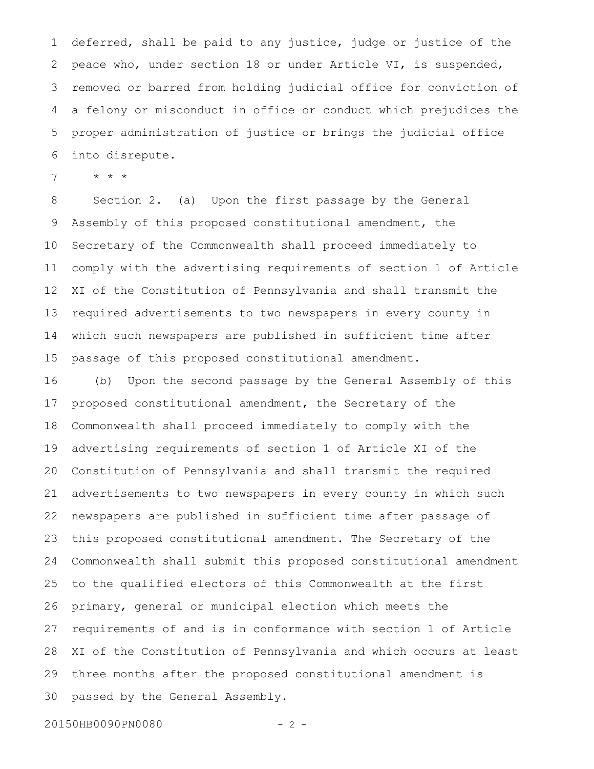deferred, shall be paid to any justice, judge or justice of the peace who, under section 18 or under Article VI, is suspended, removed or barred from holding judicial office for conviction of a felony or misconduct in office or conduct which prejudices the proper administration of justice or brings the judicial office into disrepute.

\* \* \*

Section 2. (a) Upon the first passage by the General Assembly of this proposed constitutional amendment, the Secretary of the Commonwealth shall proceed immediately to comply with the advertising requirements of section 1 of Article XI of the Constitution of Pennsylvania and shall transmit the required advertisements to two newspapers in every county in which such newspapers are published in sufficient time after passage of this proposed constitutional amendment.

(b) Upon the second passage by the General Assembly of this proposed constitutional amendment, the Secretary of the Commonwealth shall proceed immediately to comply with the advertising requirements of section 1 of Article XI of the Constitution of Pennsylvania and shall transmit the required advertisements to two newspapers in every county in which such newspapers are published in sufficient time after passage of this proposed constitutional amendment. The Secretary of the Commonwealth shall submit this proposed constitutional amendment to the qualified electors of this Commonwealth at the first primary, general or municipal election which meets the requirements of and is in conformance with section 1 of Article XI of the Constitution of Pennsylvania and which occurs at least three months after the proposed constitutional amendment is passed by the General Assembly.